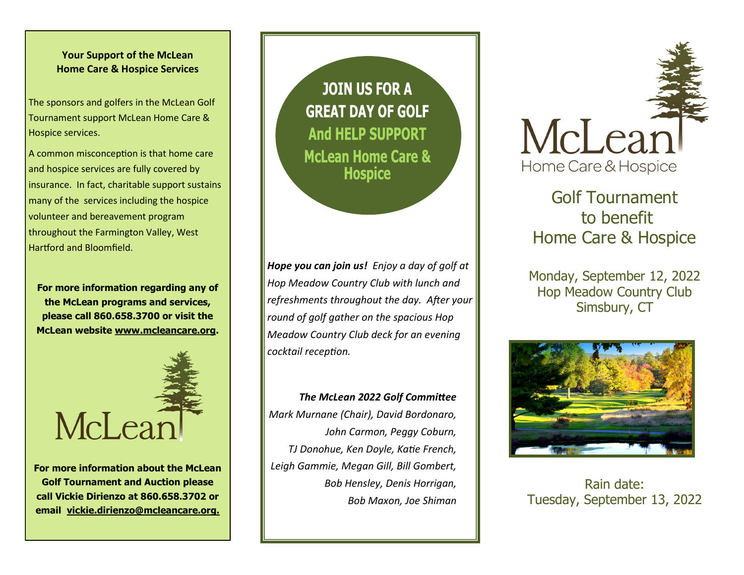### Your Support of the McLean Home Care & Hospice Services

The sponsors and golfers in the McLean Golf Tournament support McLean Home Care & Hospice services.

A common misconception is that home care and hospice services are fully covered by insurance. In fact, charitable support sustains many of the services including the hospice volunteer and bereavement program throughout the Farmington Valley, West Hartford and Bloomfield.

**For more information regarding any of the McLean programs and services, please call 860.658.3700 or visit the McLean website www.mcleancare.org.**

McLean

**For more information about the McLean Golf Tournament and Auction please call Vickie Dirienzo at 860.658.3702 or email vickie.dirienzo@mcleancare.org.**

## JOIN US FOR A GREAT DAY OF GOLF And HELP SUPPORT McLean Home Care & Hospice

***Hope you can join us!*** *Enjoy a day of golf at Hop Meadow Country Club with lunch and refreshments throughout the day. After your round of golf gather on the spacious Hop Meadow Country Club deck for an evening cocktail reception.*

***The McLean 2022 Golf Committee***

*Mark Murnane (Chair), David Bordonaro, John Carmon, Peggy Coburn, TJ Donohue, Ken Doyle, Katie French, Leigh Gammie, Megan Gill, Bill Gombert, Bob Hensley, Denis Horrigan, Bob Maxon, Joe Shiman*

McLean
Home Care & Hospice

# Golf Tournament to benefit Home Care & Hospice

Monday, September 12, 2022
Hop Meadow Country Club
Simsbury, CT

Rain date:
Tuesday, September 13, 2022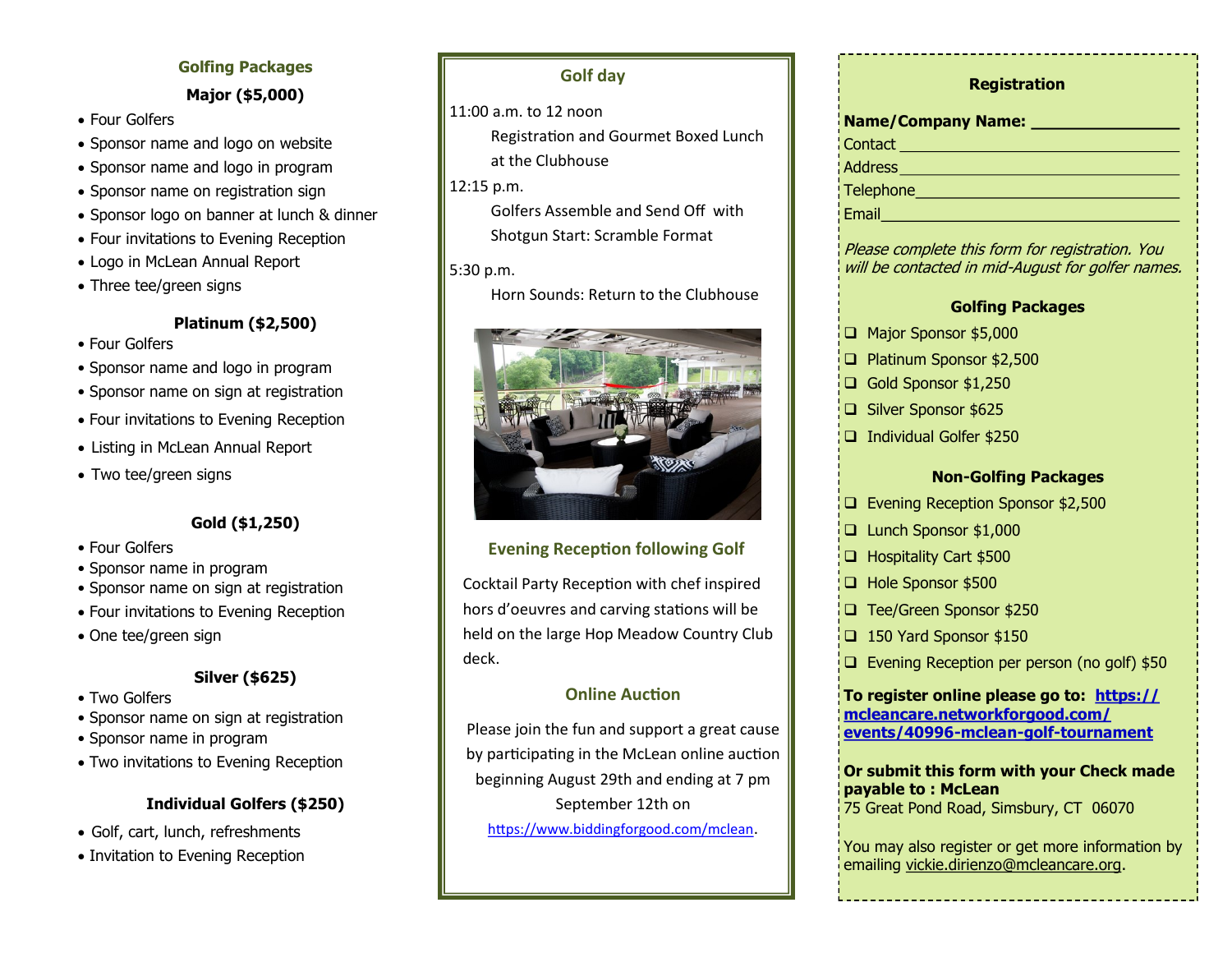## Golfing Packages

### Major ($5,000)

- Four Golfers
- Sponsor name and logo on website
- Sponsor name and logo in program
- Sponsor name on registration sign
- Sponsor logo on banner at lunch & dinner
- Four invitations to Evening Reception
- Logo in McLean Annual Report
- Three tee/green signs

### Platinum ($2,500)

- Four Golfers
- Sponsor name and logo in program
- Sponsor name on sign at registration
- Four invitations to Evening Reception
- Listing in McLean Annual Report
- Two tee/green signs

### Gold ($1,250)

- Four Golfers
- Sponsor name in program
- Sponsor name on sign at registration
- Four invitations to Evening Reception
- One tee/green sign

### Silver ($625)

- Two Golfers
- Sponsor name on sign at registration
- Sponsor name in program
- Two invitations to Evening Reception

### Individual Golfers ($250)

- Golf, cart, lunch, refreshments
- Invitation to Evening Reception

## Golf day

11:00 a.m. to 12 noon
Registration and Gourmet Boxed Lunch at the Clubhouse

12:15 p.m.
Golfers Assemble and Send Off with Shotgun Start: Scramble Format

5:30 p.m.
Horn Sounds: Return to the Clubhouse

## Evening Reception following Golf

Cocktail Party Reception with chef inspired hors d'oeuvres and carving stations will be held on the large Hop Meadow Country Club deck.

## Online Auction

Please join the fun and support a great cause by participating in the McLean online auction beginning August 29th and ending at 7 pm September 12th on https://www.biddingforgood.com/mclean.

## Registration

**Name/Company Name: ______________**

Contact ______________________________

Address ______________________________

Telephone ____________________________

Email ________________________________

*Please complete this form for registration. You will be contacted in mid-August for golfer names.*

### Golfing Packages

- ❑ Major Sponsor $5,000
- ❑ Platinum Sponsor $2,500
- ❑ Gold Sponsor $1,250
- ❑ Silver Sponsor $625
- ❑ Individual Golfer $250

### Non-Golfing Packages

- ❑ Evening Reception Sponsor $2,500
- ❑ Lunch Sponsor $1,000
- ❑ Hospitality Cart $500
- ❑ Hole Sponsor $500
- ❑ Tee/Green Sponsor $250
- ❑ 150 Yard Sponsor $150
- ❑ Evening Reception per person (no golf) $50

**To register online please go to: https://mcleancare.networkforgood.com/events/40996-mclean-golf-tournament**

**Or submit this form with your Check made payable to : McLean**
75 Great Pond Road, Simsbury, CT 06070

You may also register or get more information by emailing vickie.dirienzo@mcleancare.org.